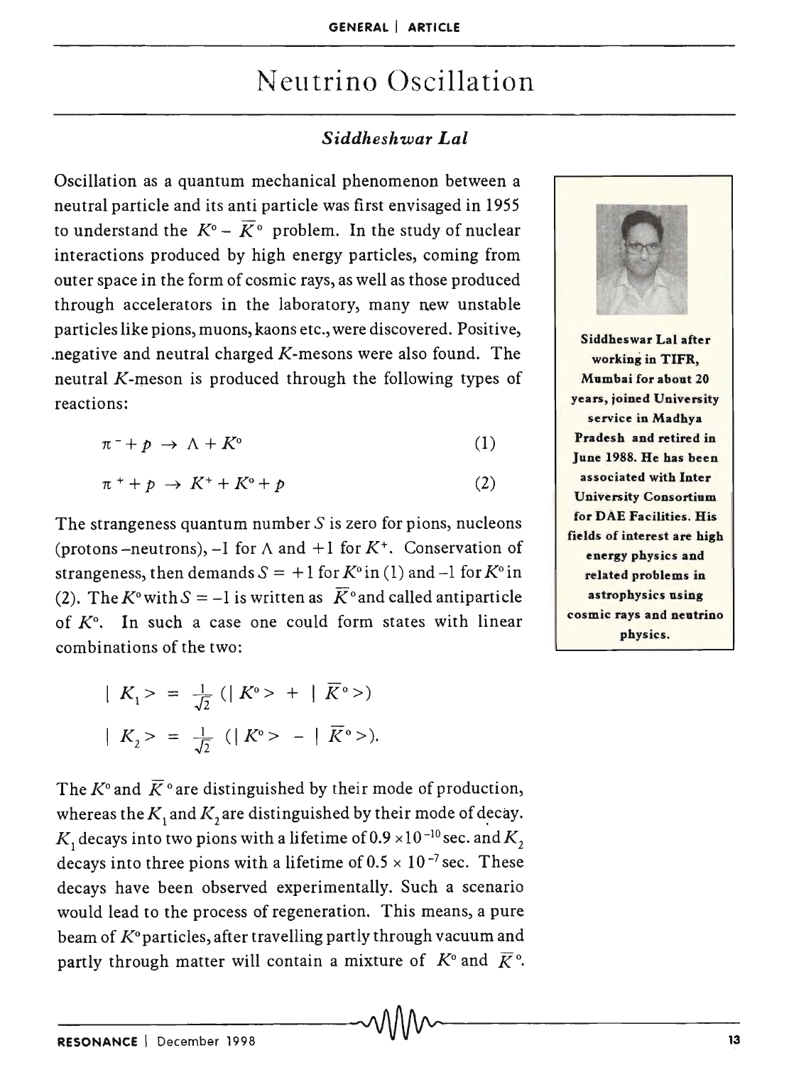# Neutrino Oscillation

*Siddheshwar Lal*

Siddheswar Lal after working in TIFR, Mumbai for about 20 years, joined University service in Madhya Pradesh and retired in June 1988. He has been associated with Inter University Consortium for DAE Facilities. His fields of interest are high energy physics and related problems in astrophysics using cosmic rays and neutrino physics.

Oscillation as a quantum mechanical phenomenon between a neutral particle and its anti particle was first envisaged in 1955 to understand the $K^o - \bar{K}^o$ problem. In the study of nuclear interactions produced by high energy particles, coming from outer space in the form of cosmic rays, as well as those produced through accelerators in the laboratory, many new unstable particles like pions, muons, kaons etc., were discovered. Positive, negative and neutral charged $K$-mesons were also found. The neutral $K$-meson is produced through the following types of reactions:

$$\pi^- + p \rightarrow \Lambda + K^o \tag{1}$$

$$\pi^+ + p \rightarrow K^+ + K^o + p \tag{2}$$

The strangeness quantum number $S$ is zero for pions, nucleons (protons–neutrons), –1 for $\Lambda$ and +1 for $K^+$. Conservation of strangeness, then demands $S = +1$ for $K^o$ in (1) and –1 for $K^o$ in (2). The $K^o$ with $S = -1$ is written as $\bar{K}^o$ and called antiparticle of $K^o$. In such a case one could form states with linear combinations of the two:

$$| K_1 > = \frac{1}{\sqrt{2}} (| K^o > + | \bar{K}^o >)$$

$$| K_2 > = \frac{1}{\sqrt{2}} (| K^o > - | \bar{K}^o >).$$

The $K^o$ and $\bar{K}^o$ are distinguished by their mode of production, whereas the $K_1$ and $K_2$ are distinguished by their mode of decay. $K_1$ decays into two pions with a lifetime of $0.9 \times 10^{-10}$ sec. and $K_2$ decays into three pions with a lifetime of $0.5 \times 10^{-7}$ sec. These decays have been observed experimentally. Such a scenario would lead to the process of regeneration. This means, a pure beam of $K^o$ particles, after travelling partly through vacuum and partly through matter will contain a mixture of $K^o$ and $\bar{K}^o$.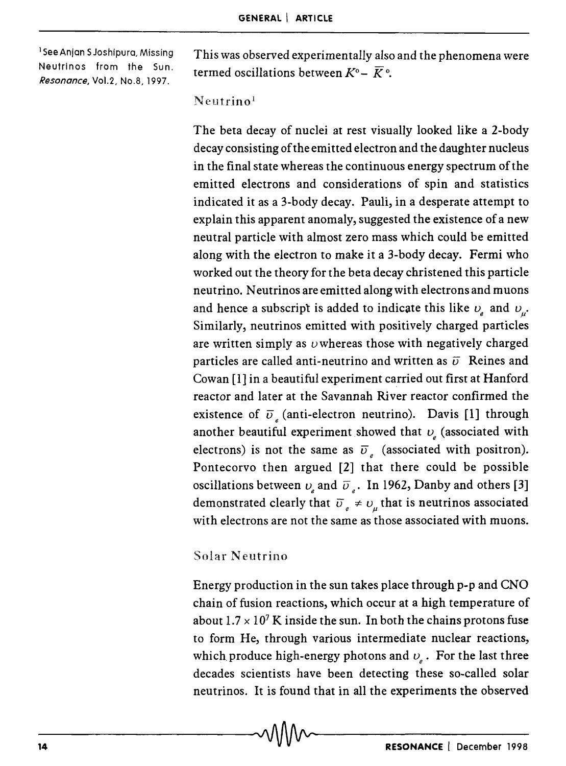This was observed experimentally also and the phenomena were termed oscillations between $K^0 - \bar{K}^0$.

## Neutrino[1]

[1] See Anjan S Joshipura, Missing Neutrinos from the Sun. *Resonance*, Vol.2, No.8, 1997.

The beta decay of nuclei at rest visually looked like a 2-body decay consisting of the emitted electron and the daughter nucleus in the final state whereas the continuous energy spectrum of the emitted electrons and considerations of spin and statistics indicated it as a 3-body decay. Pauli, in a desperate attempt to explain this apparent anomaly, suggested the existence of a new neutral particle with almost zero mass which could be emitted along with the electron to make it a 3-body decay. Fermi who worked out the theory for the beta decay christened this particle neutrino. Neutrinos are emitted along with electrons and muons and hence a subscript is added to indicate this like $\upsilon_e$ and $\upsilon_\mu$. Similarly, neutrinos emitted with positively charged particles are written simply as $\upsilon$ whereas those with negatively charged particles are called anti-neutrino and written as $\bar{\upsilon}$ Reines and Cowan [1] in a beautiful experiment carried out first at Hanford reactor and later at the Savannah River reactor confirmed the existence of $\bar{\upsilon}_e$ (anti-electron neutrino). Davis [1] through another beautiful experiment showed that $\upsilon_e$ (associated with electrons) is not the same as $\bar{\upsilon}_e$ (associated with positron). Pontecorvo then argued [2] that there could be possible oscillations between $\upsilon_e$ and $\bar{\upsilon}_e$. In 1962, Danby and others [3] demonstrated clearly that $\bar{\upsilon}_e \neq \upsilon_\mu$ that is neutrinos associated with electrons are not the same as those associated with muons.

## Solar Neutrino

Energy production in the sun takes place through p-p and CNO chain of fusion reactions, which occur at a high temperature of about $1.7 \times 10^7$ K inside the sun. In both the chains protons fuse to form He, through various intermediate nuclear reactions, which produce high-energy photons and $\upsilon_e$. For the last three decades scientists have been detecting these so-called solar neutrinos. It is found that in all the experiments the observed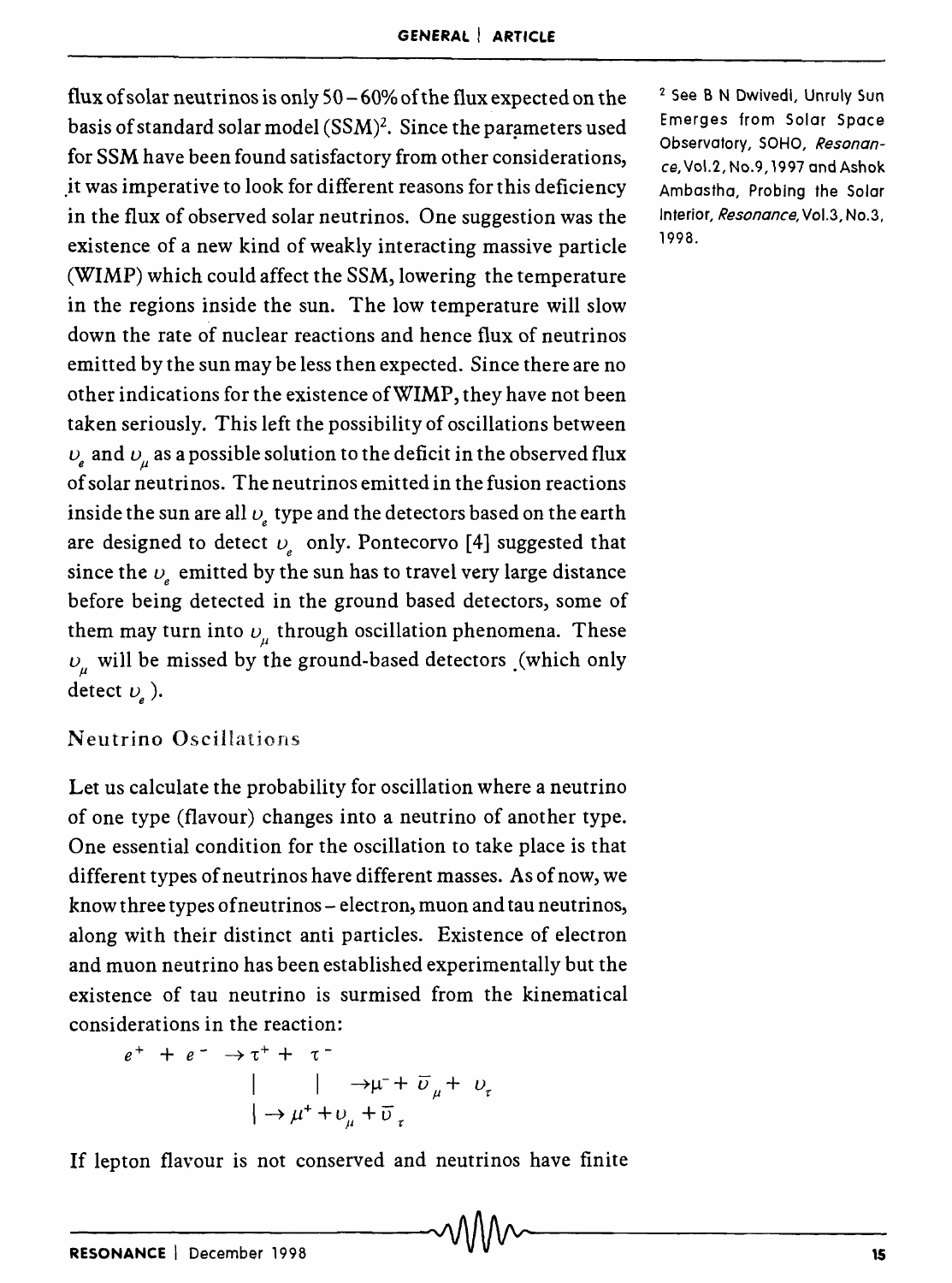flux of solar neutrinos is only 50 – 60% of the flux expected on the basis of standard solar model (SSM)[2]. Since the parameters used for SSM have been found satisfactory from other considerations, it was imperative to look for different reasons for this deficiency in the flux of observed solar neutrinos. One suggestion was the existence of a new kind of weakly interacting massive particle (WIMP) which could affect the SSM, lowering the temperature in the regions inside the sun. The low temperature will slow down the rate of nuclear reactions and hence flux of neutrinos emitted by the sun may be less then expected. Since there are no other indications for the existence of WIMP, they have not been taken seriously. This left the possibility of oscillations between $\upsilon_e$ and $\upsilon_\mu$ as a possible solution to the deficit in the observed flux of solar neutrinos. The neutrinos emitted in the fusion reactions inside the sun are all $\upsilon_e$ type and the detectors based on the earth are designed to detect $\upsilon_e$ only. Pontecorvo [4] suggested that since the $\upsilon_e$ emitted by the sun has to travel very large distance before being detected in the ground based detectors, some of them may turn into $\upsilon_\mu$ through oscillation phenomena. These $\upsilon_\mu$ will be missed by the ground-based detectors (which only detect $\upsilon_e$).

[2] See B N Dwivedi, Unruly Sun Emerges from Solar Space Observatory, SOHO, *Resonance*, Vol.2, No.9, 1997 and Ashok Ambastha, Probing the Solar Interior, *Resonance*, Vol.3, No.3, 1998.

## Neutrino Oscillations

Let us calculate the probability for oscillation where a neutrino of one type (flavour) changes into a neutrino of another type. One essential condition for the oscillation to take place is that different types of neutrinos have different masses. As of now, we know three types of neutrinos – electron, muon and tau neutrinos, along with their distinct anti particles. Existence of electron and muon neutrino has been established experimentally but the existence of tau neutrino is surmised from the kinematical considerations in the reaction:

$$
\begin{array}{l}
e^+ + e^- \rightarrow \tau^+ + \tau^- \\
\qquad\qquad\;\; | \qquad\; | \rightarrow \mu^- + \bar{\upsilon}_\mu + \upsilon_\tau \\
\qquad\qquad\;\; | \rightarrow \mu^+ + \upsilon_\mu + \bar{\upsilon}_\tau
\end{array}
$$

If lepton flavour is not conserved and neutrinos have finite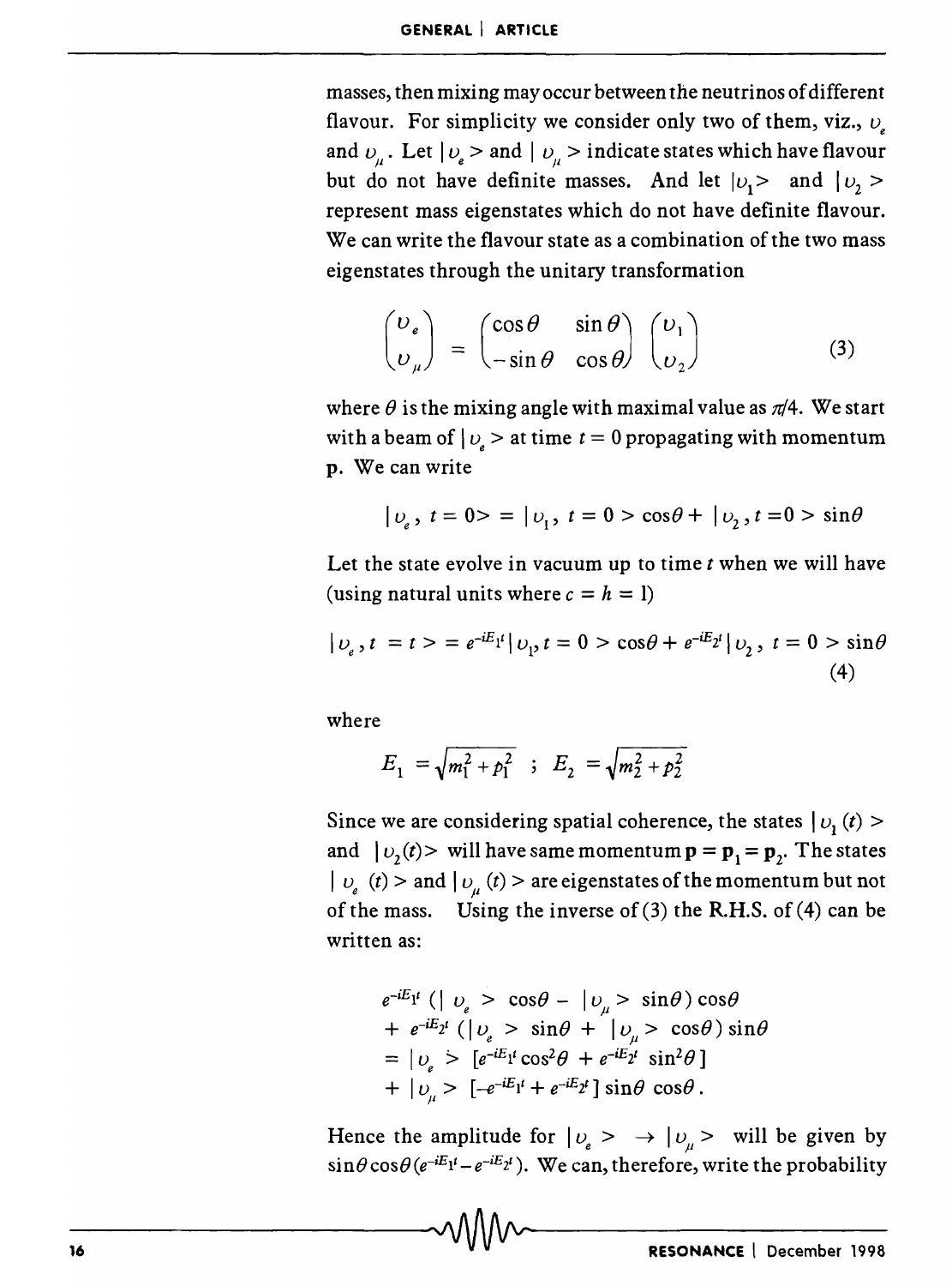masses, then mixing may occur between the neutrinos of different flavour. For simplicity we consider only two of them, viz., $\upsilon_e$ and $\upsilon_\mu$. Let $|\upsilon_e>$ and $|\upsilon_\mu>$ indicate states which have flavour but do not have definite masses. And let $|\upsilon_1>$ and $|\upsilon_2>$ represent mass eigenstates which do not have definite flavour. We can write the flavour state as a combination of the two mass eigenstates through the unitary transformation

$$\begin{pmatrix} \upsilon_e \\ \upsilon_\mu \end{pmatrix} = \begin{pmatrix} \cos\theta & \sin\theta \\ -\sin\theta & \cos\theta \end{pmatrix} \begin{pmatrix} \upsilon_1 \\ \upsilon_2 \end{pmatrix} \tag{3}$$

where $\theta$ is the mixing angle with maximal value as $\pi/4$. We start with a beam of $|\upsilon_e>$ at time $t = 0$ propagating with momentum **p**. We can write

$$|\upsilon_e,\, t = 0> = |\upsilon_1,\, t = 0> \cos\theta + |\upsilon_2, t = 0> \sin\theta$$

Let the state evolve in vacuum up to time $t$ when we will have (using natural units where $c = h = 1$)

$$|\upsilon_e, t = t> = e^{-iE_1 t}|\upsilon_1, t = 0> \cos\theta + e^{-iE_2 t}|\upsilon_2,\, t = 0> \sin\theta \tag{4}$$

where

$$E_1 = \sqrt{m_1^2 + p_1^2} \;\; ; \;\; E_2 = \sqrt{m_2^2 + p_2^2}$$

Since we are considering spatial coherence, the states $|\upsilon_1(t)>$ and $|\upsilon_2(t)>$ will have same momentum $\mathbf{p} = \mathbf{p}_1 = \mathbf{p}_2$. The states $|\upsilon_e(t)>$ and $|\upsilon_\mu(t)>$ are eigenstates of the momentum but not of the mass. Using the inverse of (3) the R.H.S. of (4) can be written as:

$$\begin{aligned}
& e^{-iE_1 t}\,(|\upsilon_e> \cos\theta - |\upsilon_\mu> \sin\theta)\cos\theta \\
& + e^{-iE_2 t}\,(|\upsilon_e> \sin\theta + |\upsilon_\mu> \cos\theta)\sin\theta \\
& = |\upsilon_e> [e^{-iE_1 t}\cos^2\theta + e^{-iE_2 t}\sin^2\theta] \\
& + |\upsilon_\mu> [-e^{-iE_1 t} + e^{-iE_2 t}]\sin\theta\cos\theta.
\end{aligned}$$

Hence the amplitude for $|\upsilon_e> \;\rightarrow\; |\upsilon_\mu>$ will be given by $\sin\theta\cos\theta(e^{-iE_1 t} - e^{-iE_2 t})$. We can, therefore, write the probability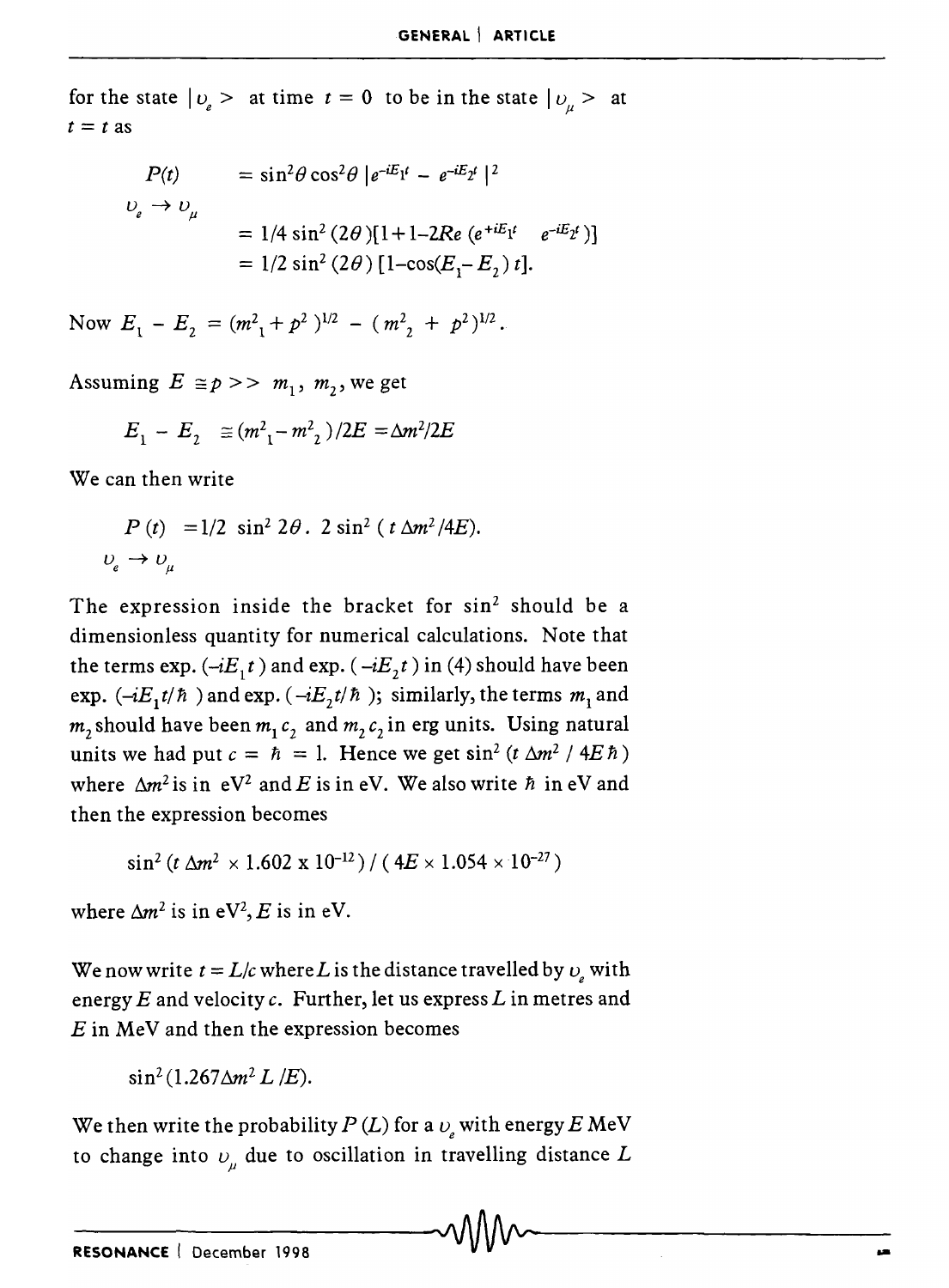for the state $|\upsilon_e\rangle$ at time $t = 0$ to be in the state $|\upsilon_\mu\rangle$ at $t = t$ as

$$
\begin{aligned}
\underset{\upsilon_e \to \upsilon_\mu}{P(t)} &= \sin^2\theta \cos^2\theta \, |e^{-iE_1 t} - e^{-iE_2 t}|^2 \\
&= 1/4 \sin^2(2\theta)[1 + 1 - 2Re\,(e^{+iE_1 t} \quad e^{-iE_2 t})] \\
&= 1/2 \sin^2(2\theta)\,[1 - \cos(E_1 - E_2)\,t].
\end{aligned}
$$

Now $E_1 - E_2 = (m_1^2 + p^2)^{1/2} - (m_2^2 + p^2)^{1/2}$.

Assuming $E \cong p >> m_1, m_2$, we get

$$E_1 - E_2 \cong (m_1^2 - m_2^2)/2E = \Delta m^2/2E$$

We can then write

$$\underset{\upsilon_e \to \upsilon_\mu}{P(t)} = 1/2 \sin^2 2\theta \,.\, 2\sin^2(t\,\Delta m^2/4E).$$

The expression inside the bracket for $\sin^2$ should be a dimensionless quantity for numerical calculations. Note that the terms $\exp.(-iE_1 t)$ and $\exp.(-iE_2 t)$ in (4) should have been $\exp.(-iE_1 t/\hbar)$ and $\exp.(-iE_2 t/\hbar)$; similarly, the terms $m_1$ and $m_2$ should have been $m_1 c_2$ and $m_2 c_2$ in erg units. Using natural units we had put $c = \hbar = 1$. Hence we get $\sin^2(t\,\Delta m^2/4E\hbar)$ where $\Delta m^2$ is in $eV^2$ and $E$ is in eV. We also write $\hbar$ in eV and then the expression becomes

$$\sin^2(t\,\Delta m^2 \times 1.602 \times 10^{-12})\,/\,(4E \times 1.054 \times 10^{-27})$$

where $\Delta m^2$ is in $eV^2$, $E$ is in eV.

We now write $t = L/c$ where $L$ is the distance travelled by $\upsilon_e$ with energy $E$ and velocity $c$. Further, let us express $L$ in metres and $E$ in MeV and then the expression becomes

$$\sin^2(1.267\Delta m^2\,L/E).$$

We then write the probability $P(L)$ for a $\upsilon_e$ with energy $E$ MeV to change into $\upsilon_\mu$ due to oscillation in travelling distance $L$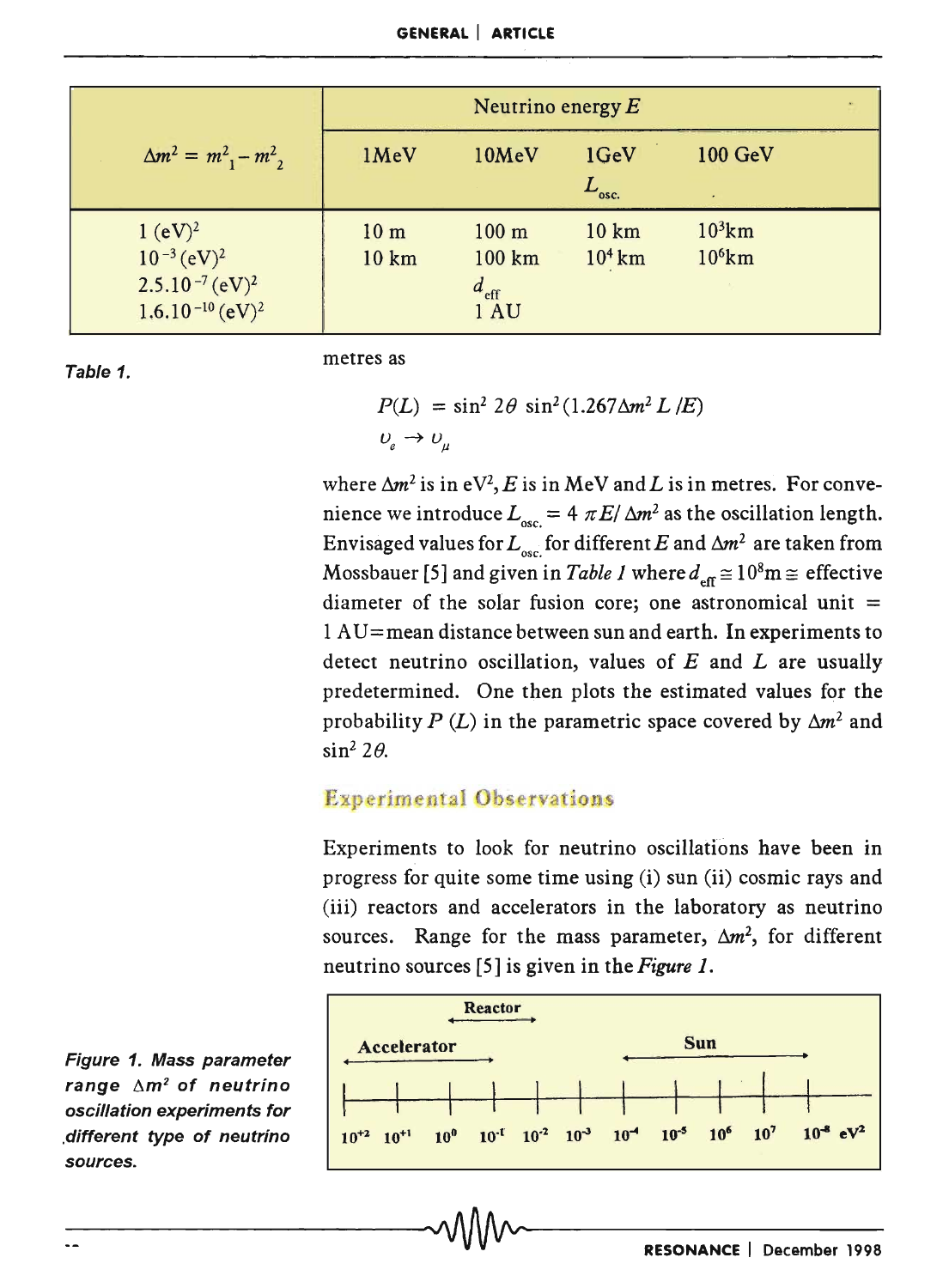| $\Delta m^2 = m^2_1 - m^2_2$ | Neutrino energy $E$ | | | |
|---|---|---|---|---|
| | 1MeV | 10MeV | 1GeV $L_{osc.}$ | 100 GeV |
| 1 $(eV)^2$ | 10 m | 100 m | 10 km | $10^3$km |
| $10^{-3}$ $(eV)^2$ | 10 km | 100 km | $10^4$ km | $10^6$km |
| $2.5.10^{-7}$ $(eV)^2$ | | $d_{eff}$ | | |
| $1.6.10^{-10}$ $(eV)^2$ | | 1 AU | | |

**Table 1.**

metres as

$$P(L) = \sin^2 2\theta \sin^2(1.267\Delta m^2 L/E)$$
$$\upsilon_e \rightarrow \upsilon_\mu$$

where $\Delta m^2$ is in $eV^2$, $E$ is in MeV and $L$ is in metres. For convenience we introduce $L_{osc.} = 4\pi E/\Delta m^2$ as the oscillation length. Envisaged values for $L_{osc.}$ for different $E$ and $\Delta m^2$ are taken from Mossbauer [5] and given in *Table 1* where $d_{eff} \cong 10^8$m $\cong$ effective diameter of the solar fusion core; one astronomical unit = 1 AU=mean distance between sun and earth. In experiments to detect neutrino oscillation, values of $E$ and $L$ are usually predetermined. One then plots the estimated values for the probability $P(L)$ in the parametric space covered by $\Delta m^2$ and $\sin^2 2\theta$.

## Experimental Observations

Experiments to look for neutrino oscillations have been in progress for quite some time using (i) sun (ii) cosmic rays and (iii) reactors and accelerators in the laboratory as neutrino sources. Range for the mass parameter, $\Delta m^2$, for different neutrino sources [5] is given in the *Figure 1*.

Reactor

Accelerator

Sun

$10^{+2}$ $10^{+1}$ $10^0$ $10^{-1}$ $10^{-2}$ $10^{-3}$ $10^{-4}$ $10^{-5}$ $10^6$ $10^7$ $10^{-8}$ $eV^2$

*Figure 1. Mass parameter range $\Delta m^2$ of neutrino oscillation experiments for different type of neutrino sources.*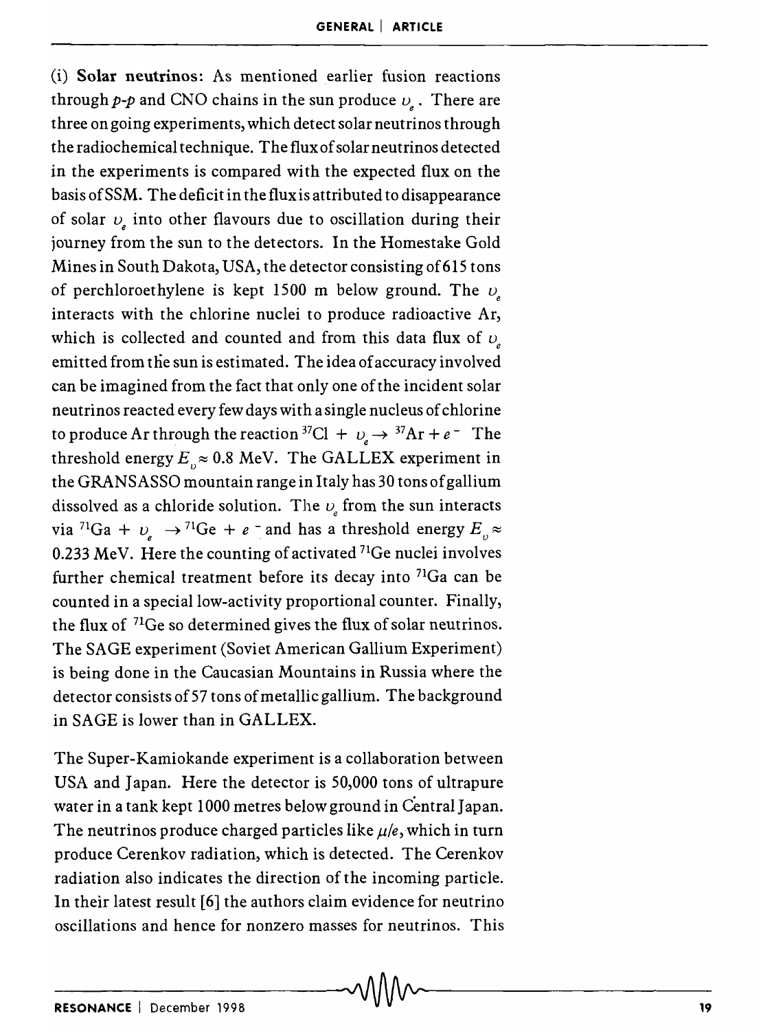(i) **Solar neutrinos**: As mentioned earlier fusion reactions through *p-p* and CNO chains in the sun produce $\upsilon_e$. There are three on going experiments, which detect solar neutrinos through the radiochemical technique. The flux of solar neutrinos detected in the experiments is compared with the expected flux on the basis of SSM. The deficit in the flux is attributed to disappearance of solar $\upsilon_e$ into other flavours due to oscillation during their journey from the sun to the detectors. In the Homestake Gold Mines in South Dakota, USA, the detector consisting of 615 tons of perchloroethylene is kept 1500 m below ground. The $\upsilon_e$ interacts with the chlorine nuclei to produce radioactive Ar, which is collected and counted and from this data flux of $\upsilon_e$ emitted from the sun is estimated. The idea of accuracy involved can be imagined from the fact that only one of the incident solar neutrinos reacted every few days with a single nucleus of chlorine to produce Ar through the reaction $^{37}Cl + \upsilon_e \rightarrow {}^{37}Ar + e^-$ The threshold energy $E_\upsilon \approx 0.8$ MeV. The GALLEX experiment in the GRANSASSO mountain range in Italy has 30 tons of gallium dissolved as a chloride solution. The $\upsilon_e$ from the sun interacts via $^{71}Ga + \upsilon_e \rightarrow {}^{71}Ge + e^-$ and has a threshold energy $E_\upsilon \approx 0.233$ MeV. Here the counting of activated $^{71}Ge$ nuclei involves further chemical treatment before its decay into $^{71}Ga$ can be counted in a special low-activity proportional counter. Finally, the flux of $^{71}Ge$ so determined gives the flux of solar neutrinos. The SAGE experiment (Soviet American Gallium Experiment) is being done in the Caucasian Mountains in Russia where the detector consists of 57 tons of metallic gallium. The background in SAGE is lower than in GALLEX.

The Super-Kamiokande experiment is a collaboration between USA and Japan. Here the detector is 50,000 tons of ultrapure water in a tank kept 1000 metres below ground in Central Japan. The neutrinos produce charged particles like $\mu/e$, which in turn produce Cerenkov radiation, which is detected. The Cerenkov radiation also indicates the direction of the incoming particle. In their latest result [6] the authors claim evidence for neutrino oscillations and hence for nonzero masses for neutrinos. This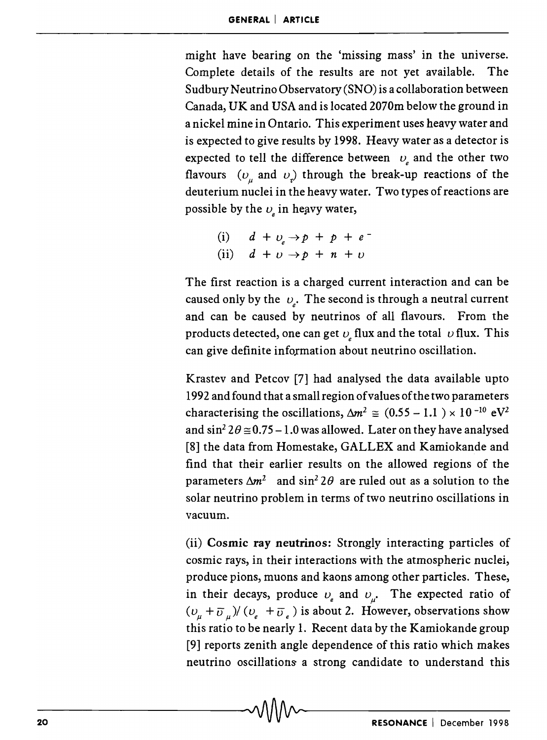might have bearing on the 'missing mass' in the universe. Complete details of the results are not yet available. The Sudbury Neutrino Observatory (SNO) is a collaboration between Canada, UK and USA and is located 2070m below the ground in a nickel mine in Ontario. This experiment uses heavy water and is expected to give results by 1998. Heavy water as a detector is expected to tell the difference between $\upsilon_e$ and the other two flavours ($\upsilon_\mu$ and $\upsilon_\tau$) through the break-up reactions of the deuterium nuclei in the heavy water. Two types of reactions are possible by the $\upsilon_e$ in heavy water,

(i) $d + \upsilon_e \rightarrow p + p + e^-$

(ii) $d + \upsilon \rightarrow p + n + \upsilon$

The first reaction is a charged current interaction and can be caused only by the $\upsilon_e$. The second is through a neutral current and can be caused by neutrinos of all flavours. From the products detected, one can get $\upsilon_e$ flux and the total $\upsilon$ flux. This can give definite information about neutrino oscillation.

Krastev and Petcov [7] had analysed the data available upto 1992 and found that a small region of values of the two parameters characterising the oscillations, $\Delta m^2 \cong (0.55 - 1.1) \times 10^{-10}$ eV$^2$ and $\sin^2 2\theta \cong 0.75 - 1.0$ was allowed. Later on they have analysed [8] the data from Homestake, GALLEX and Kamiokande and find that their earlier results on the allowed regions of the parameters $\Delta m^2$ and $\sin^2 2\theta$ are ruled out as a solution to the solar neutrino problem in terms of two neutrino oscillations in vacuum.

(ii) **Cosmic ray neutrinos:** Strongly interacting particles of cosmic rays, in their interactions with the atmospheric nuclei, produce pions, muons and kaons among other particles. These, in their decays, produce $\upsilon_e$ and $\upsilon_\mu$. The expected ratio of $(\upsilon_\mu + \bar{\upsilon}_\mu)/(\upsilon_e + \bar{\upsilon}_e)$ is about 2. However, observations show this ratio to be nearly 1. Recent data by the Kamiokande group [9] reports zenith angle dependence of this ratio which makes neutrino oscillations a strong candidate to understand this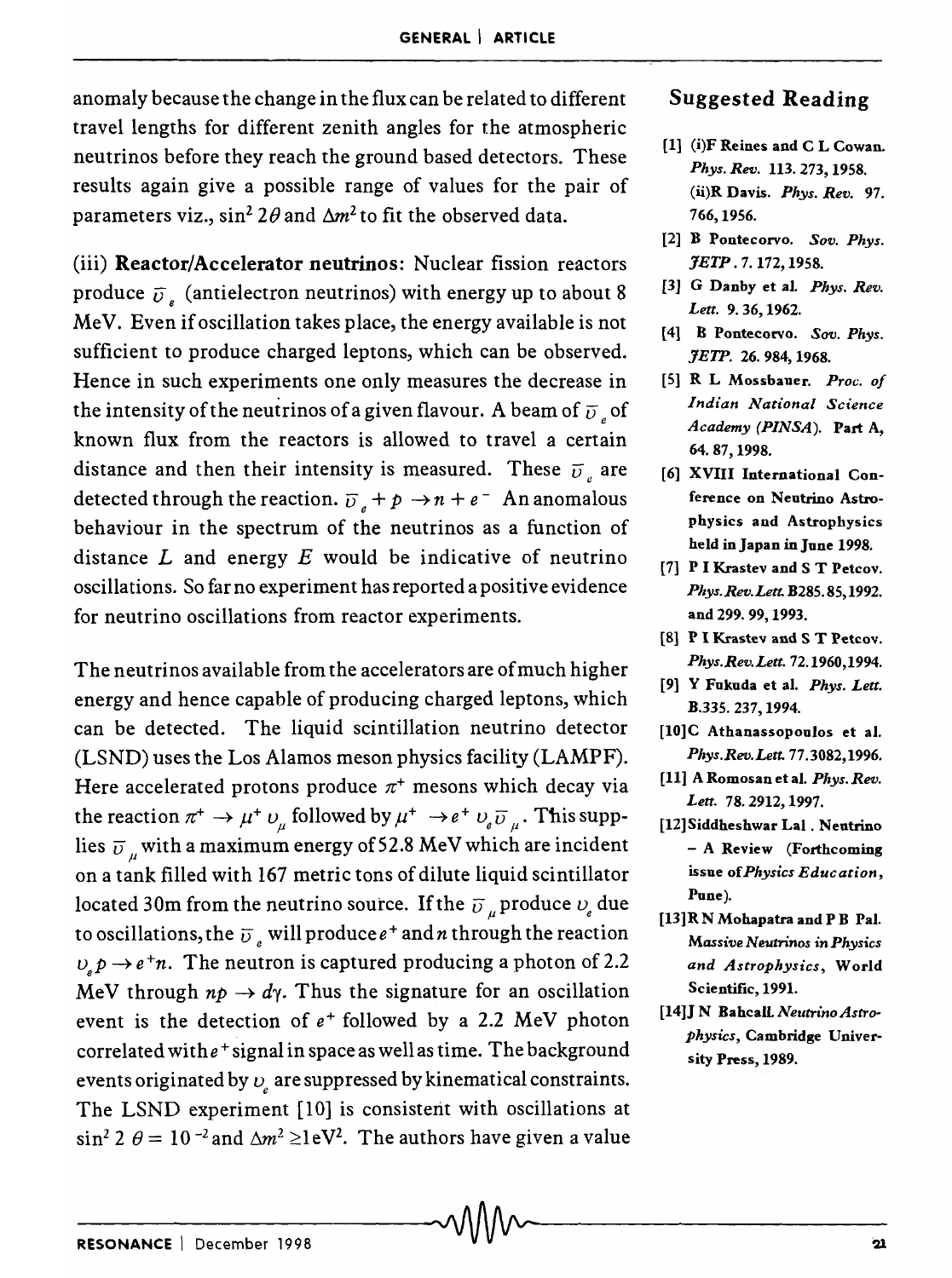anomaly because the change in the flux can be related to different travel lengths for different zenith angles for the atmospheric neutrinos before they reach the ground based detectors. These results again give a possible range of values for the pair of parameters viz., $\sin^2 2\theta$ and $\Delta m^2$ to fit the observed data.

(iii) **Reactor/Accelerator neutrinos**: Nuclear fission reactors produce $\bar{\upsilon}_e$ (antielectron neutrinos) with energy up to about 8 MeV. Even if oscillation takes place, the energy available is not sufficient to produce charged leptons, which can be observed. Hence in such experiments one only measures the decrease in the intensity of the neutrinos of a given flavour. A beam of $\bar{\upsilon}_e$ of known flux from the reactors is allowed to travel a certain distance and then their intensity is measured. These $\bar{\upsilon}_e$ are detected through the reaction. $\bar{\upsilon}_e + p \rightarrow n + e^-$ An anomalous behaviour in the spectrum of the neutrinos as a function of distance $L$ and energy $E$ would be indicative of neutrino oscillations. So far no experiment has reported a positive evidence for neutrino oscillations from reactor experiments.

The neutrinos available from the accelerators are of much higher energy and hence capable of producing charged leptons, which can be detected. The liquid scintillation neutrino detector (LSND) uses the Los Alamos meson physics facility (LAMPF). Here accelerated protons produce $\pi^+$ mesons which decay via the reaction $\pi^+ \rightarrow \mu^+ \upsilon_\mu$ followed by $\mu^+ \rightarrow e^+ \upsilon_e \bar{\upsilon}_\mu$. This supplies $\bar{\upsilon}_\mu$ with a maximum energy of 52.8 MeV which are incident on a tank filled with 167 metric tons of dilute liquid scintillator located 30m from the neutrino source. If the $\bar{\upsilon}_\mu$ produce $\upsilon_e$ due to oscillations, the $\bar{\upsilon}_e$ will produce $e^+$ and $n$ through the reaction $\upsilon_e p \rightarrow e^+ n$. The neutron is captured producing a photon of 2.2 MeV through $np \rightarrow d\gamma$. Thus the signature for an oscillation event is the detection of $e^+$ followed by a 2.2 MeV photon correlated with $e^+$ signal in space as well as time. The background events originated by $\upsilon_e$ are suppressed by kinematical constraints. The LSND experiment [10] is consistent with oscillations at $\sin^2 2\theta = 10^{-2}$ and $\Delta m^2 \geq 1 \text{eV}^2$. The authors have given a value

## Suggested Reading

[1] (i) F Reines and C L Cowan. *Phys. Rev.* 113. 273, 1958. (ii) R Davis. *Phys. Rev.* 97. 766, 1956.

[2] B Pontecorvo. *Sov. Phys. JETP*. 7. 172, 1958.

[3] G Danby et al. *Phys. Rev. Lett.* 9. 36, 1962.

[4] B Pontecorvo. *Sov. Phys. JETP*. 26. 984, 1968.

[5] R L Mossbauer. *Proc. of Indian National Science Academy (PINSA)*. Part A, 64. 87, 1998.

[6] XVIII International Conference on Neutrino Astrophysics and Astrophysics held in Japan in June 1998.

[7] P I Krastev and S T Petcov. *Phys. Rev. Lett.* B285. 85, 1992. and 299. 99, 1993.

[8] P I Krastev and S T Petcov. *Phys. Rev. Lett.* 72. 1960, 1994.

[9] Y Fukuda et al. *Phys. Lett.* B.335. 237, 1994.

[10] C Athanassopoulos et al. *Phys. Rev. Lett.* 77. 3082, 1996.

[11] A Romosan et al. *Phys. Rev. Lett.* 78. 2912, 1997.

[12] Siddheshwar Lal. Neutrino – A Review (Forthcoming issue of *Physics Education*, Pune).

[13] R N Mohapatra and P B Pal. *Massive Neutrinos in Physics and Astrophysics*, World Scientific, 1991.

[14] J N Bahcall. *Neutrino Astrophysics*, Cambridge University Press, 1989.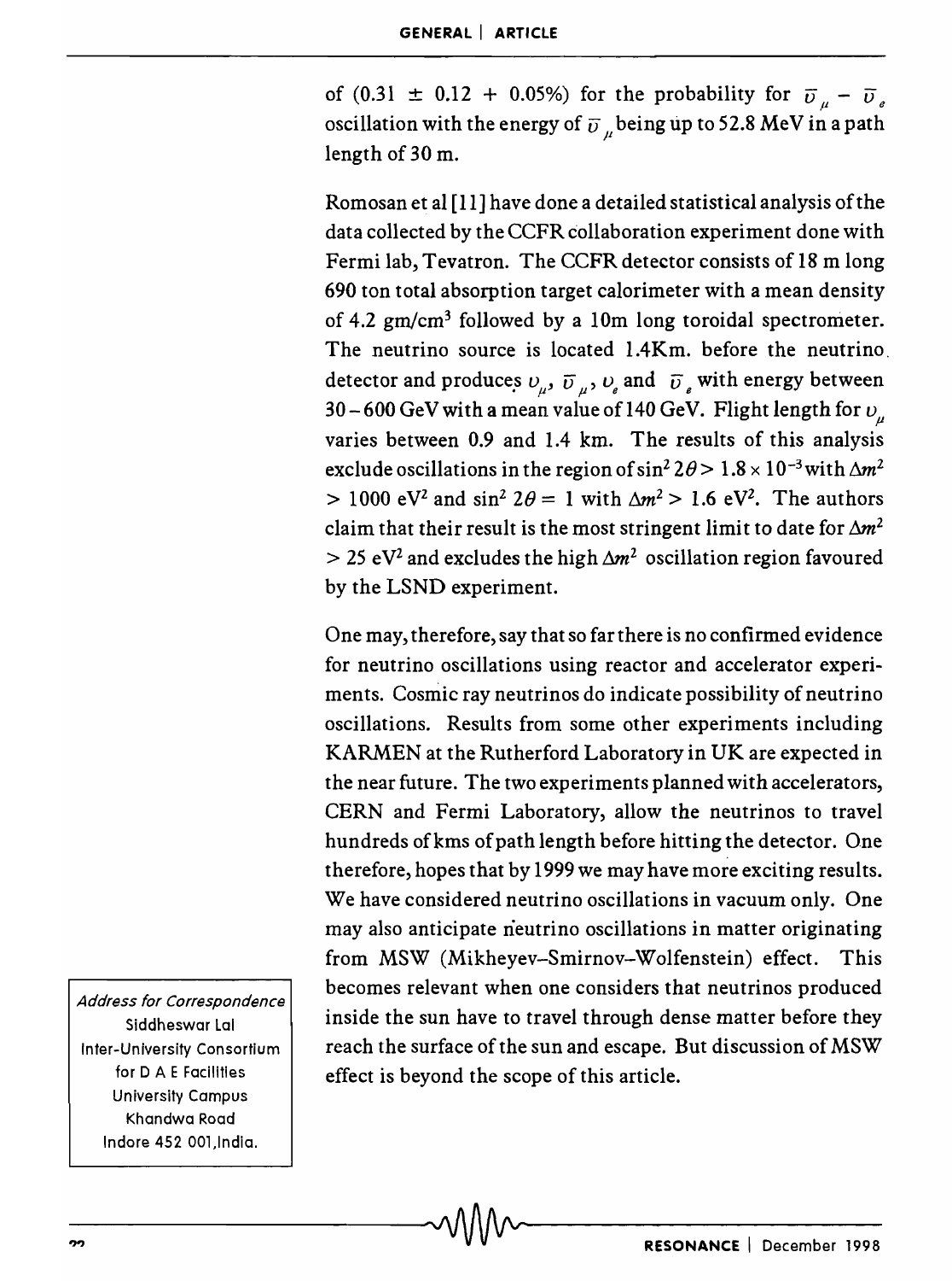of (0.31 ± 0.12 + 0.05%) for the probability for $\bar{\upsilon}_\mu - \bar{\upsilon}_e$ oscillation with the energy of $\bar{\upsilon}_\mu$ being up to 52.8 MeV in a path length of 30 m.

Romosan et al [11] have done a detailed statistical analysis of the data collected by the CCFR collaboration experiment done with Fermi lab, Tevatron. The CCFR detector consists of 18 m long 690 ton total absorption target calorimeter with a mean density of 4.2 gm/cm$^3$ followed by a 10m long toroidal spectrometer. The neutrino source is located 1.4Km. before the neutrino detector and produces $\upsilon_\mu$, $\bar{\upsilon}_\mu$, $\upsilon_e$ and $\bar{\upsilon}_e$ with energy between 30 – 600 GeV with a mean value of 140 GeV. Flight length for $\upsilon_\mu$ varies between 0.9 and 1.4 km. The results of this analysis exclude oscillations in the region of $\sin^2 2\theta > 1.8 \times 10^{-3}$ with $\Delta m^2 > 1000$ eV$^2$ and $\sin^2 2\theta = 1$ with $\Delta m^2 > 1.6$ eV$^2$. The authors claim that their result is the most stringent limit to date for $\Delta m^2 > 25$ eV$^2$ and excludes the high $\Delta m^2$ oscillation region favoured by the LSND experiment.

One may, therefore, say that so far there is no confirmed evidence for neutrino oscillations using reactor and accelerator experiments. Cosmic ray neutrinos do indicate possibility of neutrino oscillations. Results from some other experiments including KARMEN at the Rutherford Laboratory in UK are expected in the near future. The two experiments planned with accelerators, CERN and Fermi Laboratory, allow the neutrinos to travel hundreds of kms of path length before hitting the detector. One therefore, hopes that by 1999 we may have more exciting results. We have considered neutrino oscillations in vacuum only. One may also anticipate neutrino oscillations in matter originating from MSW (Mikheyev–Smirnov–Wolfenstein) effect. This becomes relevant when one considers that neutrinos produced inside the sun have to travel through dense matter before they reach the surface of the sun and escape. But discussion of MSW effect is beyond the scope of this article.

*Address for Correspondence*
Siddheswar Lal
Inter-University Consortium for D A E Facilities
University Campus
Khandwa Road
Indore 452 001, India.